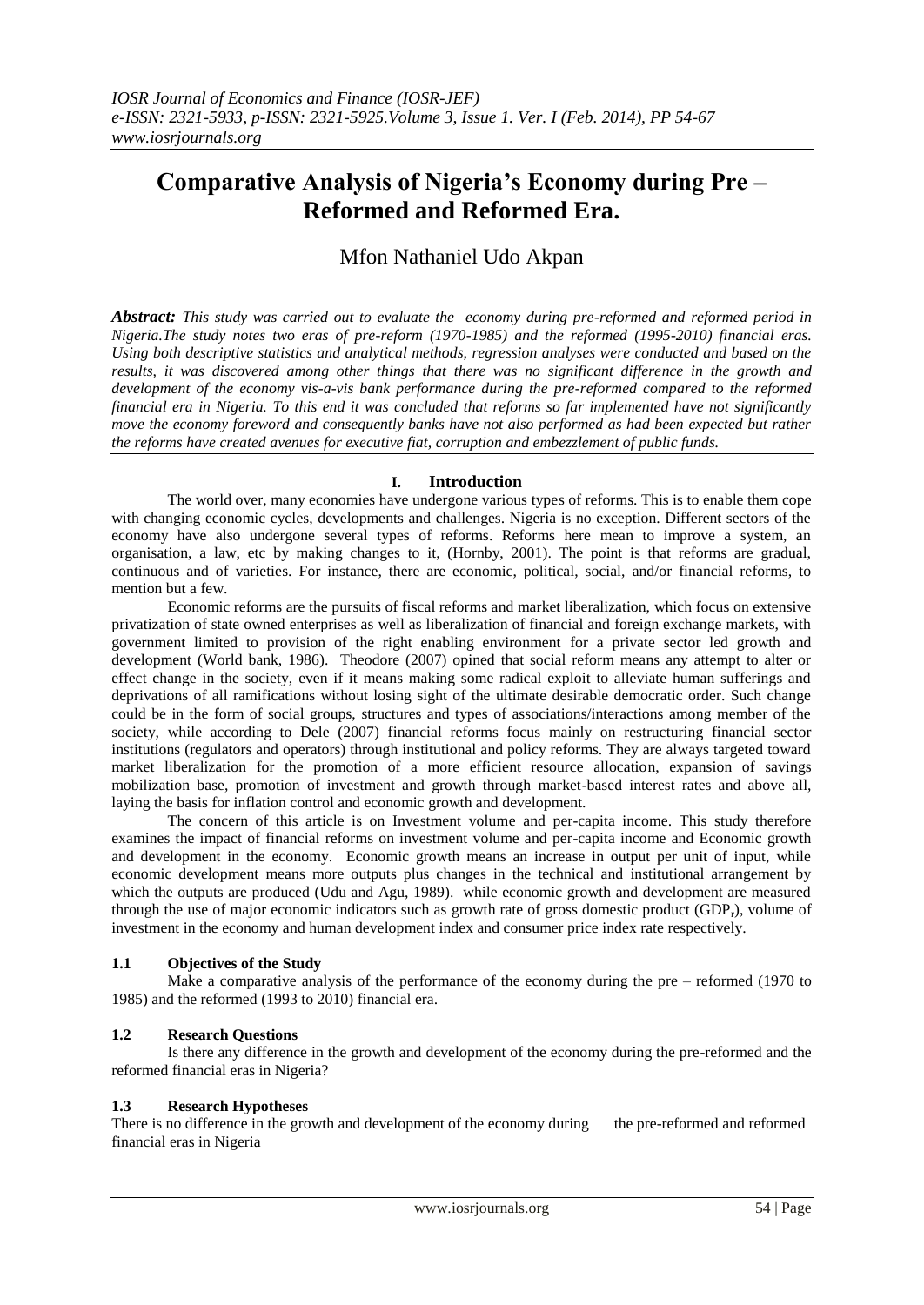# Comparative Analysis of Nigeria's Economy during Pre – Reformed and Reformed Era.

Mfon Nathaniel Udo Akpan

***Abstract:*** *This study was carried out to evaluate the economy during pre-reformed and reformed period in Nigeria.The study notes two eras of pre-reform (1970-1985) and the reformed (1995-2010) financial eras. Using both descriptive statistics and analytical methods, regression analyses were conducted and based on the results, it was discovered among other things that there was no significant difference in the growth and development of the economy vis-a-vis bank performance during the pre-reformed compared to the reformed financial era in Nigeria. To this end it was concluded that reforms so far implemented have not significantly move the economy foreword and consequently banks have not also performed as had been expected but rather the reforms have created avenues for executive fiat, corruption and embezzlement of public funds.*

## I. Introduction

The world over, many economies have undergone various types of reforms. This is to enable them cope with changing economic cycles, developments and challenges. Nigeria is no exception. Different sectors of the economy have also undergone several types of reforms. Reforms here mean to improve a system, an organisation, a law, etc by making changes to it, (Hornby, 2001). The point is that reforms are gradual, continuous and of varieties. For instance, there are economic, political, social, and/or financial reforms, to mention but a few.

Economic reforms are the pursuits of fiscal reforms and market liberalization, which focus on extensive privatization of state owned enterprises as well as liberalization of financial and foreign exchange markets, with government limited to provision of the right enabling environment for a private sector led growth and development (World bank, 1986). Theodore (2007) opined that social reform means any attempt to alter or effect change in the society, even if it means making some radical exploit to alleviate human sufferings and deprivations of all ramifications without losing sight of the ultimate desirable democratic order. Such change could be in the form of social groups, structures and types of associations/interactions among member of the society, while according to Dele (2007) financial reforms focus mainly on restructuring financial sector institutions (regulators and operators) through institutional and policy reforms. They are always targeted toward market liberalization for the promotion of a more efficient resource allocation, expansion of savings mobilization base, promotion of investment and growth through market-based interest rates and above all, laying the basis for inflation control and economic growth and development.

The concern of this article is on Investment volume and per-capita income. This study therefore examines the impact of financial reforms on investment volume and per-capita income and Economic growth and development in the economy. Economic growth means an increase in output per unit of input, while economic development means more outputs plus changes in the technical and institutional arrangement by which the outputs are produced (Udu and Agu, 1989). while economic growth and development are measured through the use of major economic indicators such as growth rate of gross domestic product ($GDP_r$), volume of investment in the economy and human development index and consumer price index rate respectively.

### 1.1 Objectives of the Study

Make a comparative analysis of the performance of the economy during the pre – reformed (1970 to 1985) and the reformed (1993 to 2010) financial era.

### 1.2 Research Questions

Is there any difference in the growth and development of the economy during the pre-reformed and the reformed financial eras in Nigeria?

### 1.3 Research Hypotheses

There is no difference in the growth and development of the economy during the pre-reformed and reformed financial eras in Nigeria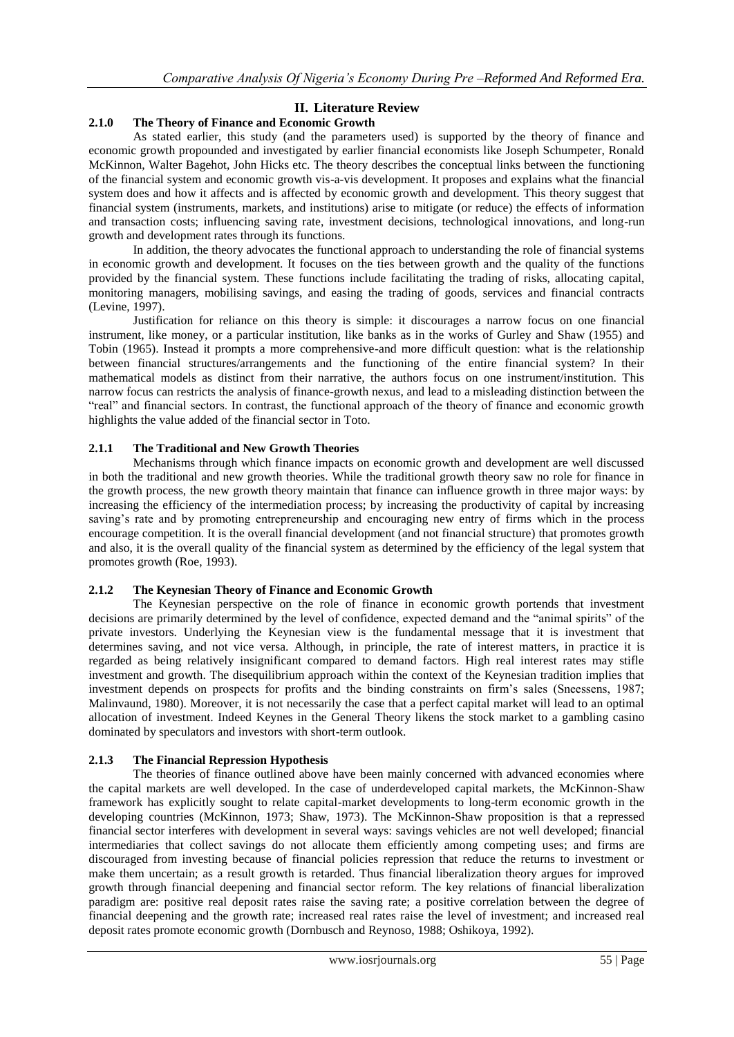## II. Literature Review

### 2.1.0 The Theory of Finance and Economic Growth

As stated earlier, this study (and the parameters used) is supported by the theory of finance and economic growth propounded and investigated by earlier financial economists like Joseph Schumpeter, Ronald McKinnon, Walter Bagehot, John Hicks etc. The theory describes the conceptual links between the functioning of the financial system and economic growth vis-a-vis development. It proposes and explains what the financial system does and how it affects and is affected by economic growth and development. This theory suggest that financial system (instruments, markets, and institutions) arise to mitigate (or reduce) the effects of information and transaction costs; influencing saving rate, investment decisions, technological innovations, and long-run growth and development rates through its functions.

In addition, the theory advocates the functional approach to understanding the role of financial systems in economic growth and development. It focuses on the ties between growth and the quality of the functions provided by the financial system. These functions include facilitating the trading of risks, allocating capital, monitoring managers, mobilising savings, and easing the trading of goods, services and financial contracts (Levine, 1997).

Justification for reliance on this theory is simple: it discourages a narrow focus on one financial instrument, like money, or a particular institution, like banks as in the works of Gurley and Shaw (1955) and Tobin (1965). Instead it prompts a more comprehensive-and more difficult question: what is the relationship between financial structures/arrangements and the functioning of the entire financial system? In their mathematical models as distinct from their narrative, the authors focus on one instrument/institution. This narrow focus can restricts the analysis of finance-growth nexus, and lead to a misleading distinction between the "real" and financial sectors. In contrast, the functional approach of the theory of finance and economic growth highlights the value added of the financial sector in Toto.

### 2.1.1 The Traditional and New Growth Theories

Mechanisms through which finance impacts on economic growth and development are well discussed in both the traditional and new growth theories. While the traditional growth theory saw no role for finance in the growth process, the new growth theory maintain that finance can influence growth in three major ways: by increasing the efficiency of the intermediation process; by increasing the productivity of capital by increasing saving's rate and by promoting entrepreneurship and encouraging new entry of firms which in the process encourage competition. It is the overall financial development (and not financial structure) that promotes growth and also, it is the overall quality of the financial system as determined by the efficiency of the legal system that promotes growth (Roe, 1993).

### 2.1.2 The Keynesian Theory of Finance and Economic Growth

The Keynesian perspective on the role of finance in economic growth portends that investment decisions are primarily determined by the level of confidence, expected demand and the "animal spirits" of the private investors. Underlying the Keynesian view is the fundamental message that it is investment that determines saving, and not vice versa. Although, in principle, the rate of interest matters, in practice it is regarded as being relatively insignificant compared to demand factors. High real interest rates may stifle investment and growth. The disequilibrium approach within the context of the Keynesian tradition implies that investment depends on prospects for profits and the binding constraints on firm's sales (Sneessens, 1987; Malinvaund, 1980). Moreover, it is not necessarily the case that a perfect capital market will lead to an optimal allocation of investment. Indeed Keynes in the General Theory likens the stock market to a gambling casino dominated by speculators and investors with short-term outlook.

### 2.1.3 The Financial Repression Hypothesis

The theories of finance outlined above have been mainly concerned with advanced economies where the capital markets are well developed. In the case of underdeveloped capital markets, the McKinnon-Shaw framework has explicitly sought to relate capital-market developments to long-term economic growth in the developing countries (McKinnon, 1973; Shaw, 1973). The McKinnon-Shaw proposition is that a repressed financial sector interferes with development in several ways: savings vehicles are not well developed; financial intermediaries that collect savings do not allocate them efficiently among competing uses; and firms are discouraged from investing because of financial policies repression that reduce the returns to investment or make them uncertain; as a result growth is retarded. Thus financial liberalization theory argues for improved growth through financial deepening and financial sector reform. The key relations of financial liberalization paradigm are: positive real deposit rates raise the saving rate; a positive correlation between the degree of financial deepening and the growth rate; increased real rates raise the level of investment; and increased real deposit rates promote economic growth (Dornbusch and Reynoso, 1988; Oshikoya, 1992).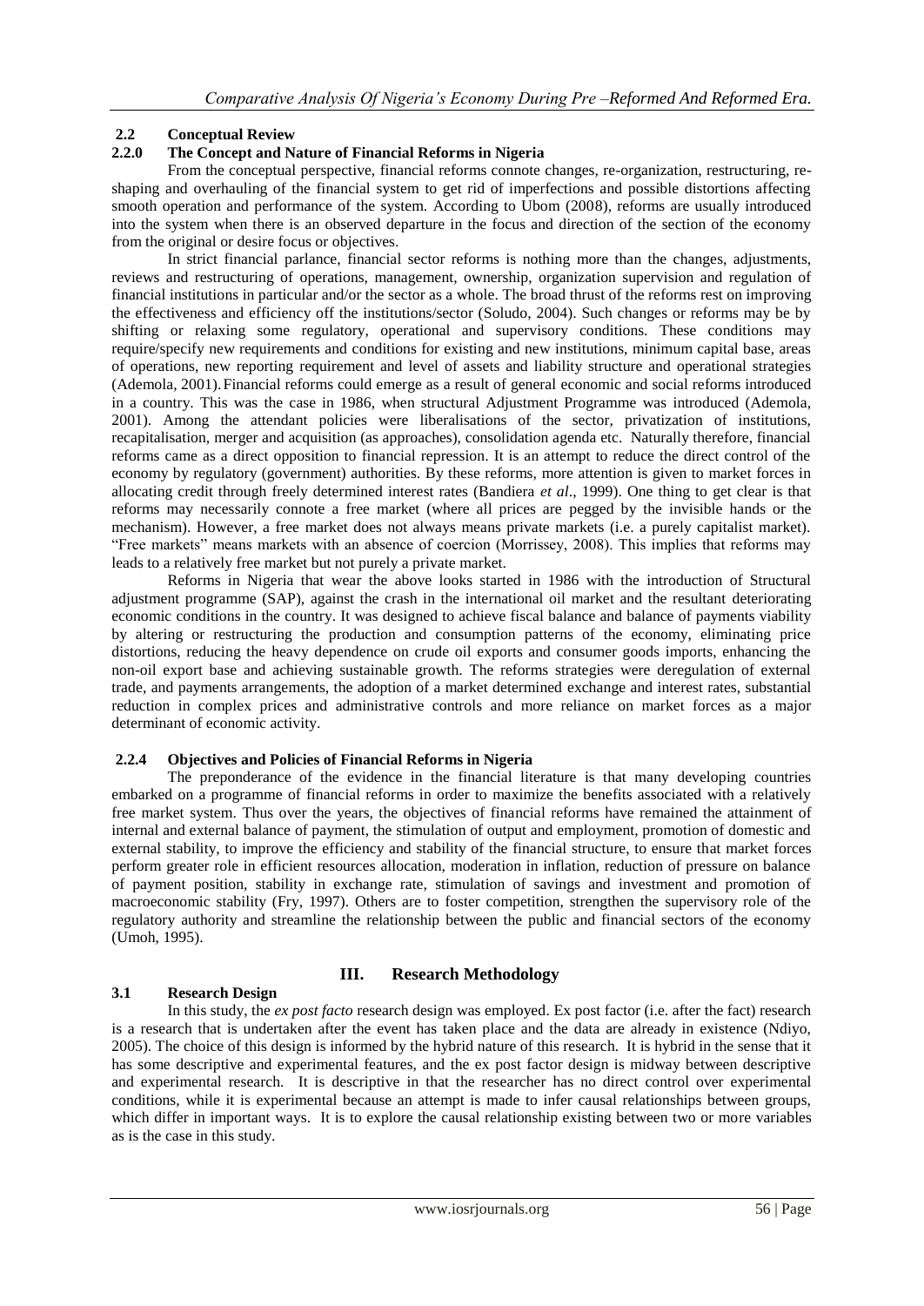## 2.2 Conceptual Review

### 2.2.0 The Concept and Nature of Financial Reforms in Nigeria

From the conceptual perspective, financial reforms connote changes, re-organization, restructuring, re-shaping and overhauling of the financial system to get rid of imperfections and possible distortions affecting smooth operation and performance of the system. According to Ubom (2008), reforms are usually introduced into the system when there is an observed departure in the focus and direction of the section of the economy from the original or desire focus or objectives.

In strict financial parlance, financial sector reforms is nothing more than the changes, adjustments, reviews and restructuring of operations, management, ownership, organization supervision and regulation of financial institutions in particular and/or the sector as a whole. The broad thrust of the reforms rest on improving the effectiveness and efficiency off the institutions/sector (Soludo, 2004). Such changes or reforms may be by shifting or relaxing some regulatory, operational and supervisory conditions. These conditions may require/specify new requirements and conditions for existing and new institutions, minimum capital base, areas of operations, new reporting requirement and level of assets and liability structure and operational strategies (Ademola, 2001). Financial reforms could emerge as a result of general economic and social reforms introduced in a country. This was the case in 1986, when structural Adjustment Programme was introduced (Ademola, 2001). Among the attendant policies were liberalisations of the sector, privatization of institutions, recapitalisation, merger and acquisition (as approaches), consolidation agenda etc. Naturally therefore, financial reforms came as a direct opposition to financial repression. It is an attempt to reduce the direct control of the economy by regulatory (government) authorities. By these reforms, more attention is given to market forces in allocating credit through freely determined interest rates (Bandiera *et al*., 1999). One thing to get clear is that reforms may necessarily connote a free market (where all prices are pegged by the invisible hands or the mechanism). However, a free market does not always means private markets (i.e. a purely capitalist market). "Free markets" means markets with an absence of coercion (Morrissey, 2008). This implies that reforms may leads to a relatively free market but not purely a private market.

Reforms in Nigeria that wear the above looks started in 1986 with the introduction of Structural adjustment programme (SAP), against the crash in the international oil market and the resultant deteriorating economic conditions in the country. It was designed to achieve fiscal balance and balance of payments viability by altering or restructuring the production and consumption patterns of the economy, eliminating price distortions, reducing the heavy dependence on crude oil exports and consumer goods imports, enhancing the non-oil export base and achieving sustainable growth. The reforms strategies were deregulation of external trade, and payments arrangements, the adoption of a market determined exchange and interest rates, substantial reduction in complex prices and administrative controls and more reliance on market forces as a major determinant of economic activity.

### 2.2.4 Objectives and Policies of Financial Reforms in Nigeria

The preponderance of the evidence in the financial literature is that many developing countries embarked on a programme of financial reforms in order to maximize the benefits associated with a relatively free market system. Thus over the years, the objectives of financial reforms have remained the attainment of internal and external balance of payment, the stimulation of output and employment, promotion of domestic and external stability, to improve the efficiency and stability of the financial structure, to ensure that market forces perform greater role in efficient resources allocation, moderation in inflation, reduction of pressure on balance of payment position, stability in exchange rate, stimulation of savings and investment and promotion of macroeconomic stability (Fry, 1997). Others are to foster competition, strengthen the supervisory role of the regulatory authority and streamline the relationship between the public and financial sectors of the economy (Umoh, 1995).

# III. Research Methodology

## 3.1 Research Design

In this study, the *ex post facto* research design was employed. Ex post factor (i.e. after the fact) research is a research that is undertaken after the event has taken place and the data are already in existence (Ndiyo, 2005). The choice of this design is informed by the hybrid nature of this research. It is hybrid in the sense that it has some descriptive and experimental features, and the ex post factor design is midway between descriptive and experimental research. It is descriptive in that the researcher has no direct control over experimental conditions, while it is experimental because an attempt is made to infer causal relationships between groups, which differ in important ways. It is to explore the causal relationship existing between two or more variables as is the case in this study.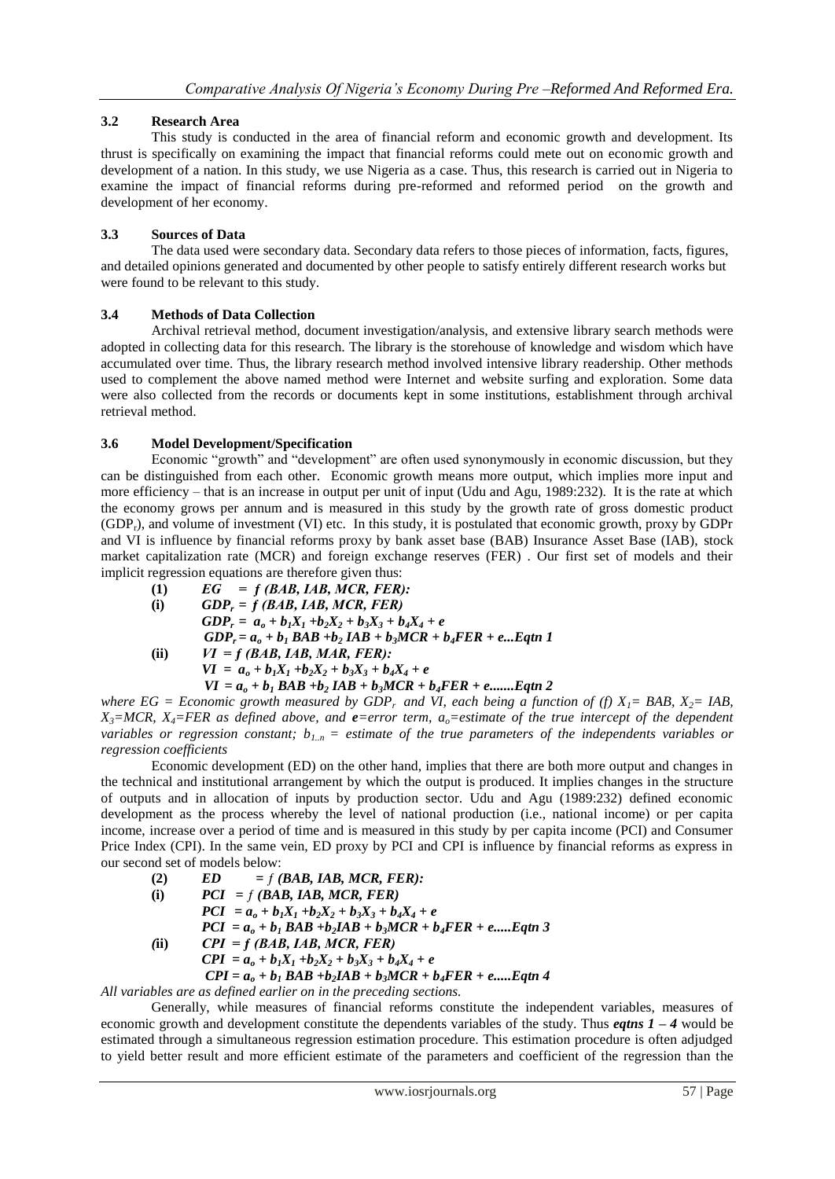### 3.2 Research Area

This study is conducted in the area of financial reform and economic growth and development. Its thrust is specifically on examining the impact that financial reforms could mete out on economic growth and development of a nation. In this study, we use Nigeria as a case. Thus, this research is carried out in Nigeria to examine the impact of financial reforms during pre-reformed and reformed period on the growth and development of her economy.

### 3.3 Sources of Data

The data used were secondary data. Secondary data refers to those pieces of information, facts, figures, and detailed opinions generated and documented by other people to satisfy entirely different research works but were found to be relevant to this study.

### 3.4 Methods of Data Collection

Archival retrieval method, document investigation/analysis, and extensive library search methods were adopted in collecting data for this research. The library is the storehouse of knowledge and wisdom which have accumulated over time. Thus, the library research method involved intensive library readership. Other methods used to complement the above named method were Internet and website surfing and exploration. Some data were also collected from the records or documents kept in some institutions, establishment through archival retrieval method.

### 3.6 Model Development/Specification

Economic "growth" and "development" are often used synonymously in economic discussion, but they can be distinguished from each other. Economic growth means more output, which implies more input and more efficiency – that is an increase in output per unit of input (Udu and Agu, 1989:232). It is the rate at which the economy grows per annum and is measured in this study by the growth rate of gross domestic product ($GDP_r$), and volume of investment (VI) etc. In this study, it is postulated that economic growth, proxy by GDPr and VI is influence by financial reforms proxy by bank asset base (BAB) Insurance Asset Base (IAB), stock market capitalization rate (MCR) and foreign exchange reserves (FER) . Our first set of models and their implicit regression equations are therefore given thus:

**(1)** $EG = f\ (BAB, IAB, MCR, FER)$:

**(i)** $GDP_r = f\ (BAB, IAB, MCR, FER)$

$$GDP_r = a_o + b_1X_1 + b_2X_2 + b_3X_3 + b_4X_4 + e$$

$$GDP_r = a_o + b_1\ BAB + b_2\ IAB + b_3MCR + b_4FER + e \text{...Eqtn 1}$$

**(ii)** $VI = f\ (BAB, IAB, MAR, FER)$:

$$VI = a_o + b_1X_1 + b_2X_2 + b_3X_3 + b_4X_4 + e$$

$$VI = a_o + b_1\ BAB + b_2\ IAB + b_3MCR + b_4FER + e \text{.......Eqtn 2}$$

*where EG = Economic growth measured by $GDP_r$ and VI, each being a function of (f) $X_1$= BAB, $X_2$= IAB, $X_3$=MCR, $X_4$=FER as defined above, and **e**=error term, $a_o$=estimate of the true intercept of the dependent variables or regression constant; $b_{1..n}$ = estimate of the true parameters of the independents variables or regression coefficients*

Economic development (ED) on the other hand, implies that there are both more output and changes in the technical and institutional arrangement by which the output is produced. It implies changes in the structure of outputs and in allocation of inputs by production sector. Udu and Agu (1989:232) defined economic development as the process whereby the level of national production (i.e., national income) or per capita income, increase over a period of time and is measured in this study by per capita income (PCI) and Consumer Price Index (CPI). In the same vein, ED proxy by PCI and CPI is influence by financial reforms as express in our second set of models below:

**(2)** $ED = f\ (BAB, IAB, MCR, FER)$:

**(i)** $PCI = f\ (BAB, IAB, MCR, FER)$

$$PCI = a_o + b_1X_1 + b_2X_2 + b_3X_3 + b_4X_4 + e$$

$$PCI = a_o + b_1\ BAB + b_2IAB + b_3MCR + b_4FER + e \text{.....Eqtn 3}$$

**(ii)** $CPI = f\ (BAB, IAB, MCR, FER)$

$$CPI = a_o + b_1X_1 + b_2X_2 + b_3X_3 + b_4X_4 + e$$

$$CPI = a_o + b_1\ BAB + b_2IAB + b_3MCR + b_4FER + e \text{.....Eqtn 4}$$

*All variables are as defined earlier on in the preceding sections.*

Generally, while measures of financial reforms constitute the independent variables, measures of economic growth and development constitute the dependents variables of the study. Thus ***eqtns 1 – 4*** would be estimated through a simultaneous regression estimation procedure. This estimation procedure is often adjudged to yield better result and more efficient estimate of the parameters and coefficient of the regression than the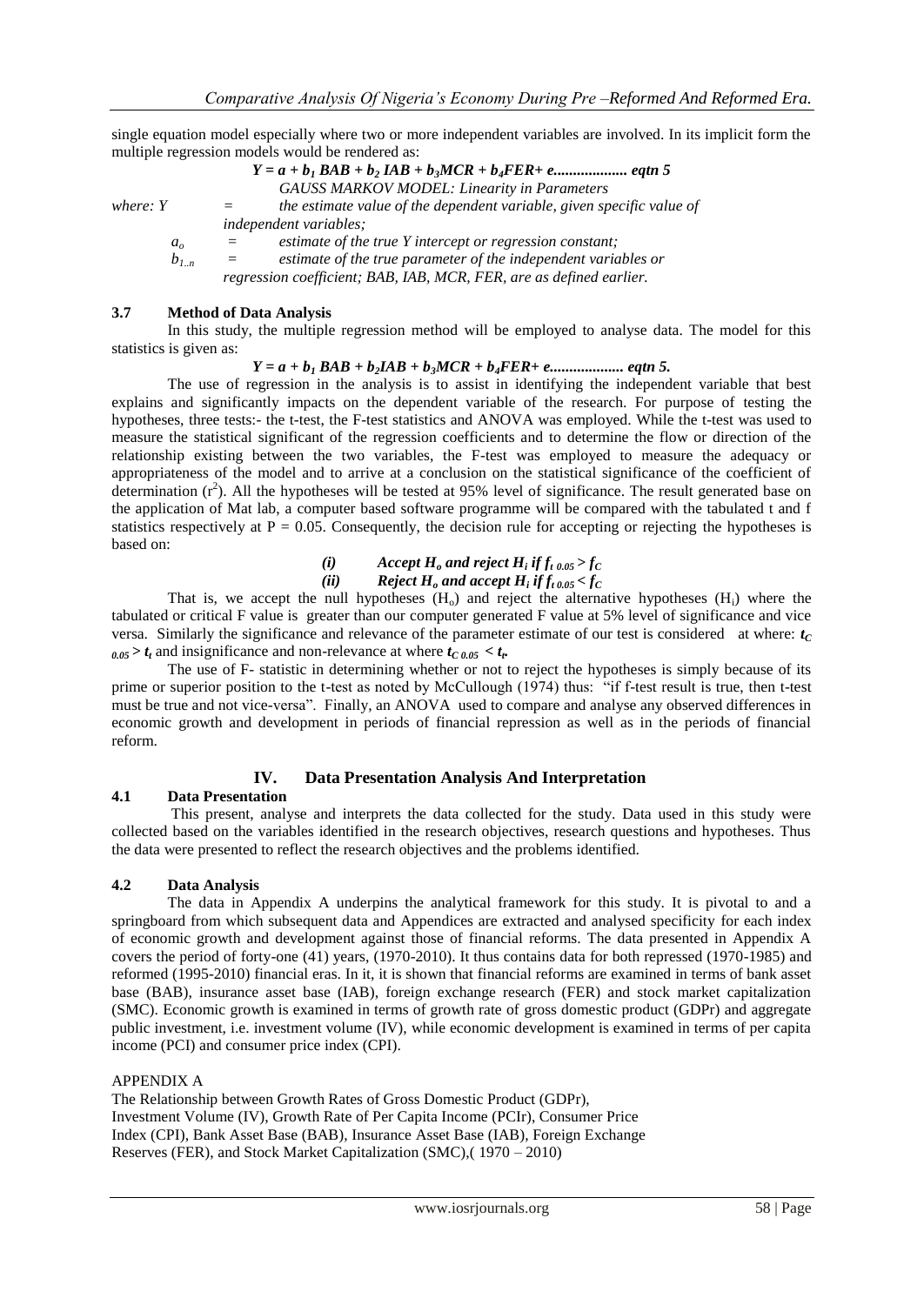single equation model especially where two or more independent variables are involved. In its implicit form the multiple regression models would be rendered as:

$$Y = a + b_1\,BAB + b_2\,IAB + b_3MCR + b_4FER + e \text{.................. eqtn 5}$$

*GAUSS MARKOV MODEL: Linearity in Parameters*

where: $Y$ = *the estimate value of the dependent variable, given specific value of independent variables;*

$a_o$ = *estimate of the true Y intercept or regression constant;*

$b_{1..n}$ = *estimate of the true parameter of the independent variables or regression coefficient; BAB, IAB, MCR, FER, are as defined earlier.*

### 3.7 Method of Data Analysis

In this study, the multiple regression method will be employed to analyse data. The model for this statistics is given as:

$$Y = a + b_1\,BAB + b_2IAB + b_3MCR + b_4FER + e \text{.................. eqtn 5.}$$

The use of regression in the analysis is to assist in identifying the independent variable that best explains and significantly impacts on the dependent variable of the research. For purpose of testing the hypotheses, three tests:- the t-test, the F-test statistics and ANOVA was employed. While the t-test was used to measure the statistical significant of the regression coefficients and to determine the flow or direction of the relationship existing between the two variables, the F-test was employed to measure the adequacy or appropriateness of the model and to arrive at a conclusion on the statistical significance of the coefficient of determination ($r^2$). All the hypotheses will be tested at 95% level of significance. The result generated base on the application of Mat lab, a computer based software programme will be compared with the tabulated t and f statistics respectively at $P = 0.05$. Consequently, the decision rule for accepting or rejecting the hypotheses is based on:

*(i)* ***Accept $H_o$ and reject $H_i$ if $f_{t\,0.05} > f_C$***

*(ii)* ***Reject $H_o$ and accept $H_i$ if $f_{t\,0.05} < f_C$***

That is, we accept the null hypotheses ($H_o$) and reject the alternative hypotheses ($H_i$) where the tabulated or critical F value is greater than our computer generated F value at 5% level of significance and vice versa. Similarly the significance and relevance of the parameter estimate of our test is considered at where: $t_{C\,0.05} > t_t$ and insignificance and non-relevance at where $t_{C\,0.05} < t_t$.

The use of F- statistic in determining whether or not to reject the hypotheses is simply because of its prime or superior position to the t-test as noted by McCullough (1974) thus: "if f-test result is true, then t-test must be true and not vice-versa". Finally, an ANOVA used to compare and analyse any observed differences in economic growth and development in periods of financial repression as well as in the periods of financial reform.

## IV. Data Presentation Analysis And Interpretation

### 4.1 Data Presentation

This present, analyse and interprets the data collected for the study. Data used in this study were collected based on the variables identified in the research objectives, research questions and hypotheses. Thus the data were presented to reflect the research objectives and the problems identified.

### 4.2 Data Analysis

The data in Appendix A underpins the analytical framework for this study. It is pivotal to and a springboard from which subsequent data and Appendices are extracted and analysed specificity for each index of economic growth and development against those of financial reforms. The data presented in Appendix A covers the period of forty-one (41) years, (1970-2010). It thus contains data for both repressed (1970-1985) and reformed (1995-2010) financial eras. In it, it is shown that financial reforms are examined in terms of bank asset base (BAB), insurance asset base (IAB), foreign exchange research (FER) and stock market capitalization (SMC). Economic growth is examined in terms of growth rate of gross domestic product (GDPr) and aggregate public investment, i.e. investment volume (IV), while economic development is examined in terms of per capita income (PCI) and consumer price index (CPI).

APPENDIX A

The Relationship between Growth Rates of Gross Domestic Product (GDPr), Investment Volume (IV), Growth Rate of Per Capita Income (PCIr), Consumer Price Index (CPI), Bank Asset Base (BAB), Insurance Asset Base (IAB), Foreign Exchange Reserves (FER), and Stock Market Capitalization (SMC),( 1970 – 2010)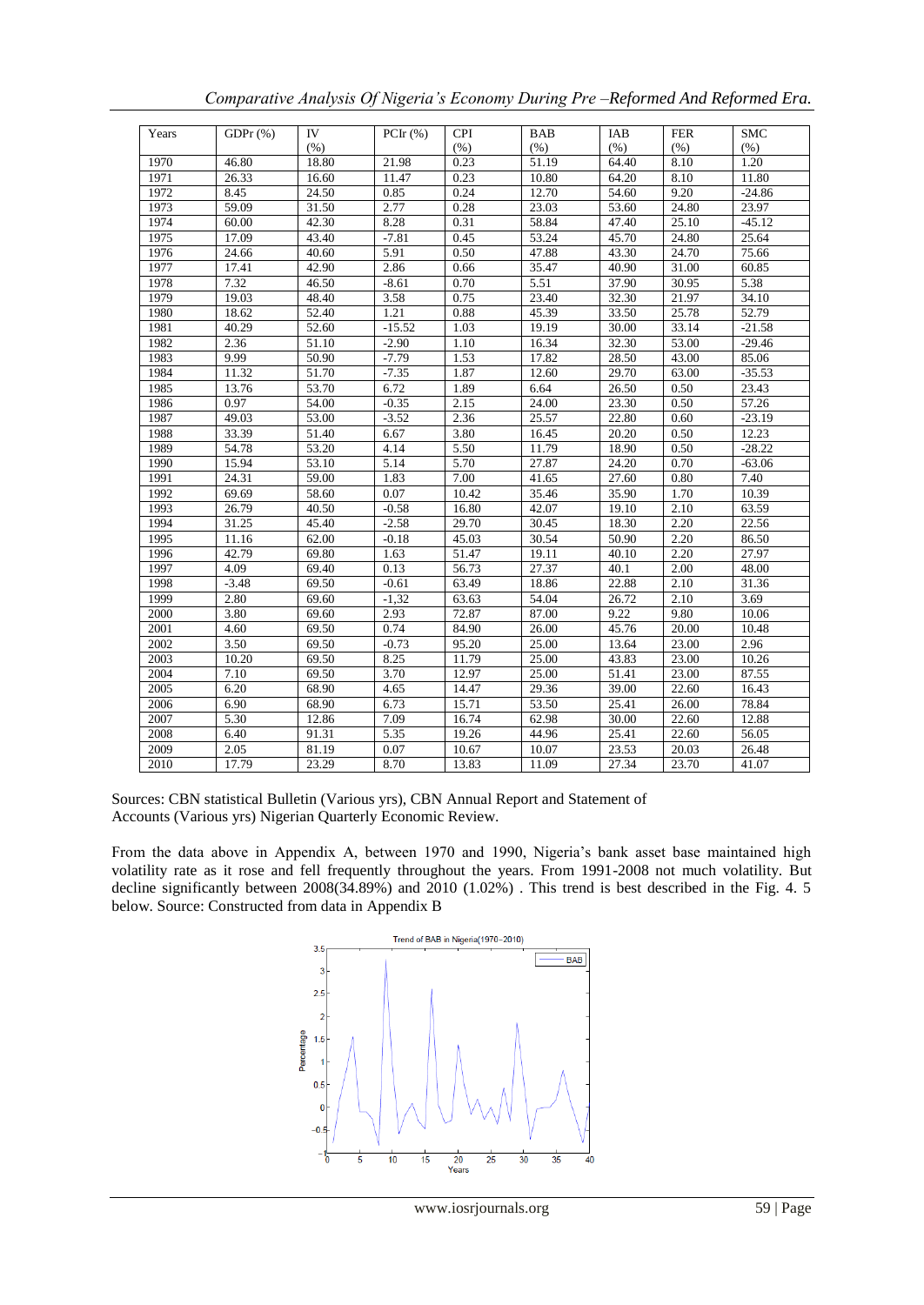| Years | GDPr (%) | IV (%) | PCIr (%) | CPI (%) | BAB (%) | IAB (%) | FER (%) | SMC (%) |
|---|---|---|---|---|---|---|---|---|
| 1970 | 46.80 | 18.80 | 21.98 | 0.23 | 51.19 | 64.40 | 8.10 | 1.20 |
| 1971 | 26.33 | 16.60 | 11.47 | 0.23 | 10.80 | 64.20 | 8.10 | 11.80 |
| 1972 | 8.45 | 24.50 | 0.85 | 0.24 | 12.70 | 54.60 | 9.20 | -24.86 |
| 1973 | 59.09 | 31.50 | 2.77 | 0.28 | 23.03 | 53.60 | 24.80 | 23.97 |
| 1974 | 60.00 | 42.30 | 8.28 | 0.31 | 58.84 | 47.40 | 25.10 | -45.12 |
| 1975 | 17.09 | 43.40 | -7.81 | 0.45 | 53.24 | 45.70 | 24.80 | 25.64 |
| 1976 | 24.66 | 40.60 | 5.91 | 0.50 | 47.88 | 43.30 | 24.70 | 75.66 |
| 1977 | 17.41 | 42.90 | 2.86 | 0.66 | 35.47 | 40.90 | 31.00 | 60.85 |
| 1978 | 7.32 | 46.50 | -8.61 | 0.70 | 5.51 | 37.90 | 30.95 | 5.38 |
| 1979 | 19.03 | 48.40 | 3.58 | 0.75 | 23.40 | 32.30 | 21.97 | 34.10 |
| 1980 | 18.62 | 52.40 | 1.21 | 0.88 | 45.39 | 33.50 | 25.78 | 52.79 |
| 1981 | 40.29 | 52.60 | -15.52 | 1.03 | 19.19 | 30.00 | 33.14 | -21.58 |
| 1982 | 2.36 | 51.10 | -2.90 | 1.10 | 16.34 | 32.30 | 53.00 | -29.46 |
| 1983 | 9.99 | 50.90 | -7.79 | 1.53 | 17.82 | 28.50 | 43.00 | 85.06 |
| 1984 | 11.32 | 51.70 | -7.35 | 1.87 | 12.60 | 29.70 | 63.00 | -35.53 |
| 1985 | 13.76 | 53.70 | 6.72 | 1.89 | 6.64 | 26.50 | 0.50 | 23.43 |
| 1986 | 0.97 | 54.00 | -0.35 | 2.15 | 24.00 | 23.30 | 0.50 | 57.26 |
| 1987 | 49.03 | 53.00 | -3.52 | 2.36 | 25.57 | 22.80 | 0.60 | -23.19 |
| 1988 | 33.39 | 51.40 | 6.67 | 3.80 | 16.45 | 20.20 | 0.50 | 12.23 |
| 1989 | 54.78 | 53.20 | 4.14 | 5.50 | 11.79 | 18.90 | 0.50 | -28.22 |
| 1990 | 15.94 | 53.10 | 5.14 | 5.70 | 27.87 | 24.20 | 0.70 | -63.06 |
| 1991 | 24.31 | 59.00 | 1.83 | 7.00 | 41.65 | 27.60 | 0.80 | 7.40 |
| 1992 | 69.69 | 58.60 | 0.07 | 10.42 | 35.46 | 35.90 | 1.70 | 10.39 |
| 1993 | 26.79 | 40.50 | -0.58 | 16.80 | 42.07 | 19.10 | 2.10 | 63.59 |
| 1994 | 31.25 | 45.40 | -2.58 | 29.70 | 30.45 | 18.30 | 2.20 | 22.56 |
| 1995 | 11.16 | 62.00 | -0.18 | 45.03 | 30.54 | 50.90 | 2.20 | 86.50 |
| 1996 | 42.79 | 69.80 | 1.63 | 51.47 | 19.11 | 40.10 | 2.20 | 27.97 |
| 1997 | 4.09 | 69.40 | 0.13 | 56.73 | 27.37 | 40.1 | 2.00 | 48.00 |
| 1998 | -3.48 | 69.50 | -0.61 | 63.49 | 18.86 | 22.88 | 2.10 | 31.36 |
| 1999 | 2.80 | 69.60 | -1,32 | 63.63 | 54.04 | 26.72 | 2.10 | 3.69 |
| 2000 | 3.80 | 69.60 | 2.93 | 72.87 | 87.00 | 9.22 | 9.80 | 10.06 |
| 2001 | 4.60 | 69.50 | 0.74 | 84.90 | 26.00 | 45.76 | 20.00 | 10.48 |
| 2002 | 3.50 | 69.50 | -0.73 | 95.20 | 25.00 | 13.64 | 23.00 | 2.96 |
| 2003 | 10.20 | 69.50 | 8.25 | 11.79 | 25.00 | 43.83 | 23.00 | 10.26 |
| 2004 | 7.10 | 69.50 | 3.70 | 12.97 | 25.00 | 51.41 | 23.00 | 87.55 |
| 2005 | 6.20 | 68.90 | 4.65 | 14.47 | 29.36 | 39.00 | 22.60 | 16.43 |
| 2006 | 6.90 | 68.90 | 6.73 | 15.71 | 53.50 | 25.41 | 26.00 | 78.84 |
| 2007 | 5.30 | 12.86 | 7.09 | 16.74 | 62.98 | 30.00 | 22.60 | 12.88 |
| 2008 | 6.40 | 91.31 | 5.35 | 19.26 | 44.96 | 25.41 | 22.60 | 56.05 |
| 2009 | 2.05 | 81.19 | 0.07 | 10.67 | 10.07 | 23.53 | 20.03 | 26.48 |
| 2010 | 17.79 | 23.29 | 8.70 | 13.83 | 11.09 | 27.34 | 23.70 | 41.07 |

Sources: CBN statistical Bulletin (Various yrs), CBN Annual Report and Statement of Accounts (Various yrs) Nigerian Quarterly Economic Review.

From the data above in Appendix A, between 1970 and 1990, Nigeria's bank asset base maintained high volatility rate as it rose and fell frequently throughout the years. From 1991-2008 not much volatility. But decline significantly between 2008(34.89%) and 2010 (1.02%) . This trend is best described in the Fig. 4. 5 below. Source: Constructed from data in Appendix B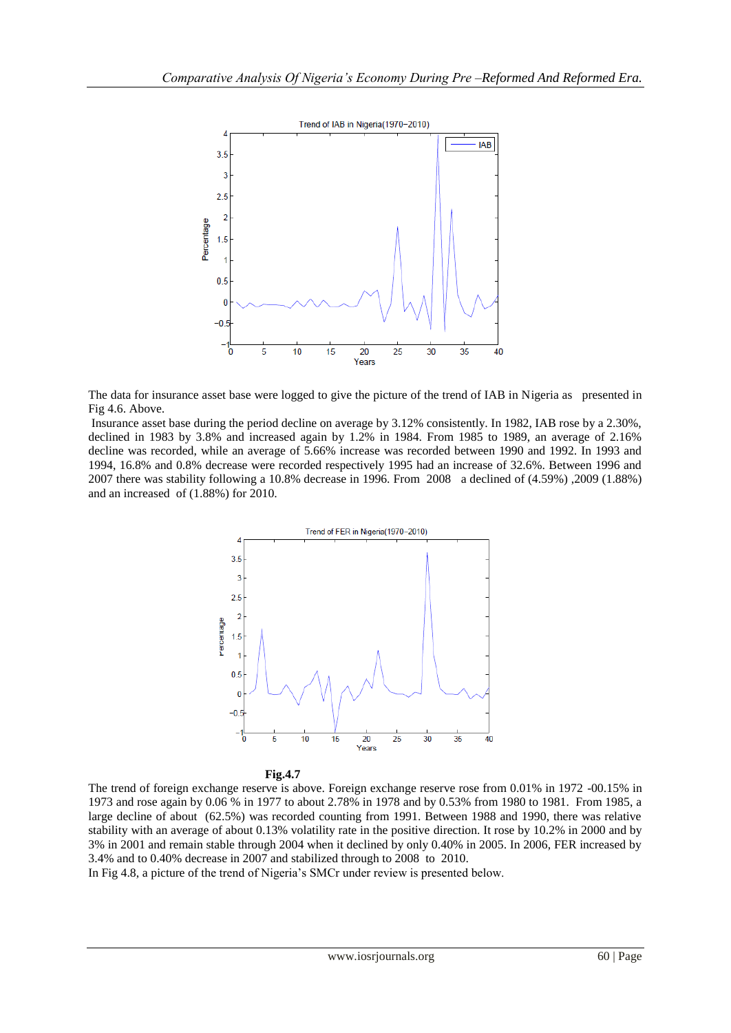The data for insurance asset base were logged to give the picture of the trend of IAB in Nigeria as presented in Fig 4.6. Above.

Insurance asset base during the period decline on average by 3.12% consistently. In 1982, IAB rose by a 2.30%, declined in 1983 by 3.8% and increased again by 1.2% in 1984. From 1985 to 1989, an average of 2.16% decline was recorded, while an average of 5.66% increase was recorded between 1990 and 1992. In 1993 and 1994, 16.8% and 0.8% decrease were recorded respectively 1995 had an increase of 32.6%. Between 1996 and 2007 there was stability following a 10.8% decrease in 1996. From 2008 a declined of (4.59%) ,2009 (1.88%) and an increased of (1.88%) for 2010.

**Fig.4.7**

The trend of foreign exchange reserve is above. Foreign exchange reserve rose from 0.01% in 1972 -00.15% in 1973 and rose again by 0.06 % in 1977 to about 2.78% in 1978 and by 0.53% from 1980 to 1981. From 1985, a large decline of about (62.5%) was recorded counting from 1991. Between 1988 and 1990, there was relative stability with an average of about 0.13% volatility rate in the positive direction. It rose by 10.2% in 2000 and by 3% in 2001 and remain stable through 2004 when it declined by only 0.40% in 2005. In 2006, FER increased by 3.4% and to 0.40% decrease in 2007 and stabilized through to 2008 to 2010.

In Fig 4.8, a picture of the trend of Nigeria's SMCr under review is presented below.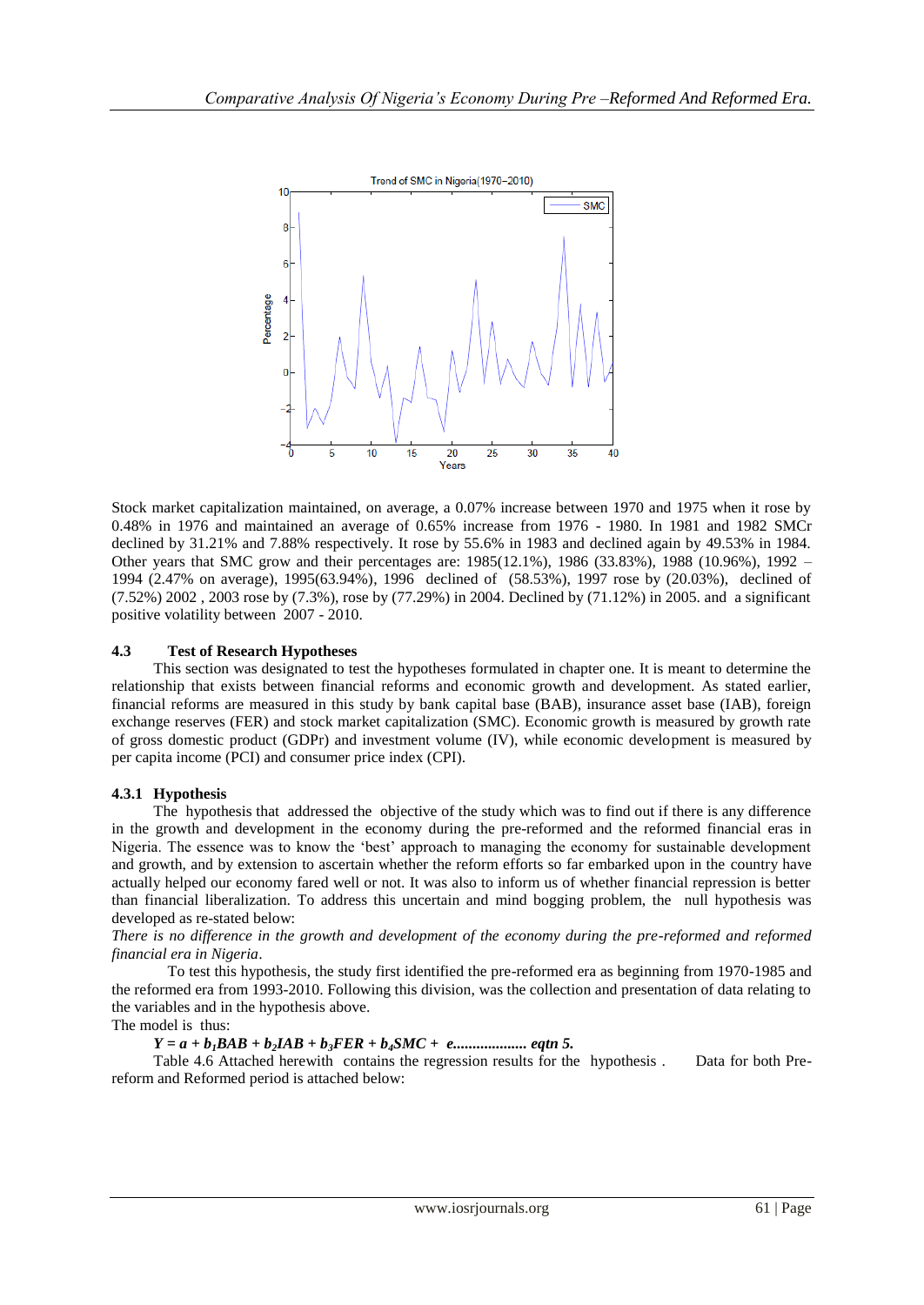Stock market capitalization maintained, on average, a 0.07% increase between 1970 and 1975 when it rose by 0.48% in 1976 and maintained an average of 0.65% increase from 1976 - 1980. In 1981 and 1982 SMCr declined by 31.21% and 7.88% respectively. It rose by 55.6% in 1983 and declined again by 49.53% in 1984. Other years that SMC grow and their percentages are: 1985(12.1%), 1986 (33.83%), 1988 (10.96%), 1992 – 1994 (2.47% on average), 1995(63.94%), 1996 declined of (58.53%), 1997 rose by (20.03%), declined of (7.52%) 2002 , 2003 rose by (7.3%), rose by (77.29%) in 2004. Declined by (71.12%) in 2005. and a significant positive volatility between 2007 - 2010.

### 4.3 Test of Research Hypotheses

This section was designated to test the hypotheses formulated in chapter one. It is meant to determine the relationship that exists between financial reforms and economic growth and development. As stated earlier, financial reforms are measured in this study by bank capital base (BAB), insurance asset base (IAB), foreign exchange reserves (FER) and stock market capitalization (SMC). Economic growth is measured by growth rate of gross domestic product (GDPr) and investment volume (IV), while economic development is measured by per capita income (PCI) and consumer price index (CPI).

#### 4.3.1 Hypothesis

The hypothesis that addressed the objective of the study which was to find out if there is any difference in the growth and development in the economy during the pre-reformed and the reformed financial eras in Nigeria. The essence was to know the 'best' approach to managing the economy for sustainable development and growth, and by extension to ascertain whether the reform efforts so far embarked upon in the country have actually helped our economy fared well or not. It was also to inform us of whether financial repression is better than financial liberalization. To address this uncertain and mind bogging problem, the null hypothesis was developed as re-stated below:

*There is no difference in the growth and development of the economy during the pre-reformed and reformed financial era in Nigeria*.

To test this hypothesis, the study first identified the pre-reformed era as beginning from 1970-1985 and the reformed era from 1993-2010. Following this division, was the collection and presentation of data relating to the variables and in the hypothesis above.

The model is thus:

$$Y = a + b_1BAB + b_2IAB + b_3FER + b_4SMC + e \quad \text{................... eqtn 5.}$$

Table 4.6 Attached herewith contains the regression results for the hypothesis . Data for both Pre-reform and Reformed period is attached below: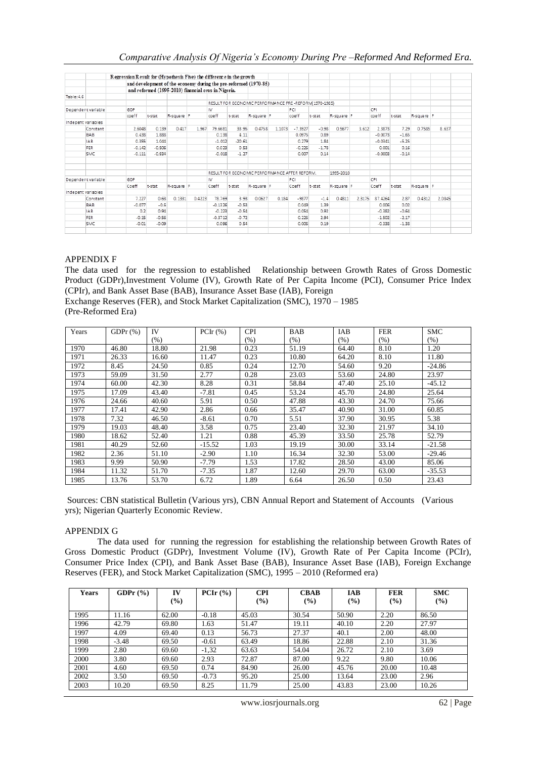Regression Result for (Hypothesis Five) the difference in the growth and development of the economy during the pre-reformed (1970-85) and reformed (1995-2010) financial eras in Nigeria.

Table:4.6

RESULT FOR ECONOMIC PERFORMANCE PRE -REFORM(1970-1985)

| Dependent variable | | GDP | | | | IV | | | | PCI | | | | CPI | | | |
|---|---|---|---|---|---|---|---|---|---|---|---|---|---|---|---|---|---|
| | | coeff | t-stat | R-square | F | coeff | t-stat | R-square | F | coeff | t-stat | R-square | F | coeff | t-stat | R-square | F |
| Indepent variables | | | | | | | | | | | | | | | | | |
| | Constant | 2.6048 | 0.139 | 0.417 | 1.967 | 79.6681 | 33.96 | 0.4758 | 1.1073 | -7.3927 | -0.98 | 0.5677 | 3.612 | 2.3873 | 7.29 | 0.7585 | 8.637 |
| | BAB | 0.438 | 1.888 | | | 0.138 | 4.11 | | | 0.0975 | 0.89 | | | -0.0073 | -1.65 | | |
| | IAB | 0.355 | 1.044 | | | -1.012 | -20.61 | | | 0.279 | 1.84 | | | -0.0341 | -5.25 | | |
| | FER | -0.142 | -0.506 | | | 0.023 | 0.53 | | | -0.225 | -1.78 | | | 0.001 | 0.15 | | |
| | SMC | -0.111 | -0.934 | | | -0.018 | -1.27 | | | 0.007 | 0.14 | | | -0.0003 | -0.14 | | |

RESULT FOR ECONOMIC PERFORMANCE AFTER REFORM. 1995-2010

| Dependent variable | | GDP | | | | IV | | | | PCI | | | | CPI | | | |
|---|---|---|---|---|---|---|---|---|---|---|---|---|---|---|---|---|---|
| | | Coeff | t-stat | R-square | F | Coeff | t-stat | R-square | F | Coeff | t-stat | R-square | F | Coeff | t-stat | R-square | F |
| Indepent variables | | | | | | | | | | | | | | | | | |
| | Constant | 7.227 | 0.68 | 0.1331 | 0.4223 | 78.769 | 3.93 | 0.0627 | 0.184 | -9877 | -1.4 | 0.4811 | 2.3175 | 87.4264 | 2.87 | 0.4312 | 2.0845 |
| | BAB | -0.077 | -0.5 | | | -0.1326 | -0.53 | | | 0.049 | 1.39 | | | 0.006 | 0.02 | | |
| | IAB | 0.2 | 0.91 | | | -0.223 | -0.51 | | | 0.051 | 0.92 | | | -0.382 | -0.61 | | |
| | FER | -0.15 | -0.56 | | | -0.3712 | -0.72 | | | 0.225 | 2.94 | | | -1.502 | -2.17 | | |
| | SMC | -0.01 | -0.09 | | | 0.096 | 0.54 | | | 0.005 | 0.19 | | | -0.338 | -1.38 | | |

## APPENDIX F

The data used for the regression to established Relationship between Growth Rates of Gross Domestic Product (GDPr),Investment Volume (IV), Growth Rate of Per Capita Income (PCI), Consumer Price Index (CPIr), and Bank Asset Base (BAB), Insurance Asset Base (IAB), Foreign Exchange Reserves (FER), and Stock Market Capitalization (SMC), 1970 – 1985 (Pre-Reformed Era)

| Years | GDPr (%) | IV (%) | PCIr (%) | CPI (%) | BAB (%) | IAB (%) | FER (%) | SMC (%) |
|---|---|---|---|---|---|---|---|---|
| 1970 | 46.80 | 18.80 | 21.98 | 0.23 | 51.19 | 64.40 | 8.10 | 1.20 |
| 1971 | 26.33 | 16.60 | 11.47 | 0.23 | 10.80 | 64.20 | 8.10 | 11.80 |
| 1972 | 8.45 | 24.50 | 0.85 | 0.24 | 12.70 | 54.60 | 9.20 | -24.86 |
| 1973 | 59.09 | 31.50 | 2.77 | 0.28 | 23.03 | 53.60 | 24.80 | 23.97 |
| 1974 | 60.00 | 42.30 | 8.28 | 0.31 | 58.84 | 47.40 | 25.10 | -45.12 |
| 1975 | 17.09 | 43.40 | -7.81 | 0.45 | 53.24 | 45.70 | 24.80 | 25.64 |
| 1976 | 24.66 | 40.60 | 5.91 | 0.50 | 47.88 | 43.30 | 24.70 | 75.66 |
| 1977 | 17.41 | 42.90 | 2.86 | 0.66 | 35.47 | 40.90 | 31.00 | 60.85 |
| 1978 | 7.32 | 46.50 | -8.61 | 0.70 | 5.51 | 37.90 | 30.95 | 5.38 |
| 1979 | 19.03 | 48.40 | 3.58 | 0.75 | 23.40 | 32.30 | 21.97 | 34.10 |
| 1980 | 18.62 | 52.40 | 1.21 | 0.88 | 45.39 | 33.50 | 25.78 | 52.79 |
| 1981 | 40.29 | 52.60 | -15.52 | 1.03 | 19.19 | 30.00 | 33.14 | -21.58 |
| 1982 | 2.36 | 51.10 | -2.90 | 1.10 | 16.34 | 32.30 | 53.00 | -29.46 |
| 1983 | 9.99 | 50.90 | -7.79 | 1.53 | 17.82 | 28.50 | 43.00 | 85.06 |
| 1984 | 11.32 | 51.70 | -7.35 | 1.87 | 12.60 | 29.70 | 63.00 | -35.53 |
| 1985 | 13.76 | 53.70 | 6.72 | 1.89 | 6.64 | 26.50 | 0.50 | 23.43 |

Sources: CBN statistical Bulletin (Various yrs), CBN Annual Report and Statement of Accounts (Various yrs); Nigerian Quarterly Economic Review.

## APPENDIX G

The data used for running the regression for establishing the relationship between Growth Rates of Gross Domestic Product (GDPr), Investment Volume (IV), Growth Rate of Per Capita Income (PCIr), Consumer Price Index (CPI), and Bank Asset Base (BAB), Insurance Asset Base (IAB), Foreign Exchange Reserves (FER), and Stock Market Capitalization (SMC), 1995 – 2010 (Reformed era)

| Years | GDPr (%) | IV (%) | PCIr (%) | CPI (%) | CBAB (%) | IAB (%) | FER (%) | SMC (%) |
|---|---|---|---|---|---|---|---|---|
| 1995 | 11.16 | 62.00 | -0.18 | 45.03 | 30.54 | 50.90 | 2.20 | 86.50 |
| 1996 | 42.79 | 69.80 | 1.63 | 51.47 | 19.11 | 40.10 | 2.20 | 27.97 |
| 1997 | 4.09 | 69.40 | 0.13 | 56.73 | 27.37 | 40.1 | 2.00 | 48.00 |
| 1998 | -3.48 | 69.50 | -0.61 | 63.49 | 18.86 | 22.88 | 2.10 | 31.36 |
| 1999 | 2.80 | 69.60 | -1,32 | 63.63 | 54.04 | 26.72 | 2.10 | 3.69 |
| 2000 | 3.80 | 69.60 | 2.93 | 72.87 | 87.00 | 9.22 | 9.80 | 10.06 |
| 2001 | 4.60 | 69.50 | 0.74 | 84.90 | 26.00 | 45.76 | 20.00 | 10.48 |
| 2002 | 3.50 | 69.50 | -0.73 | 95.20 | 25.00 | 13.64 | 23.00 | 2.96 |
| 2003 | 10.20 | 69.50 | 8.25 | 11.79 | 25.00 | 43.83 | 23.00 | 10.26 |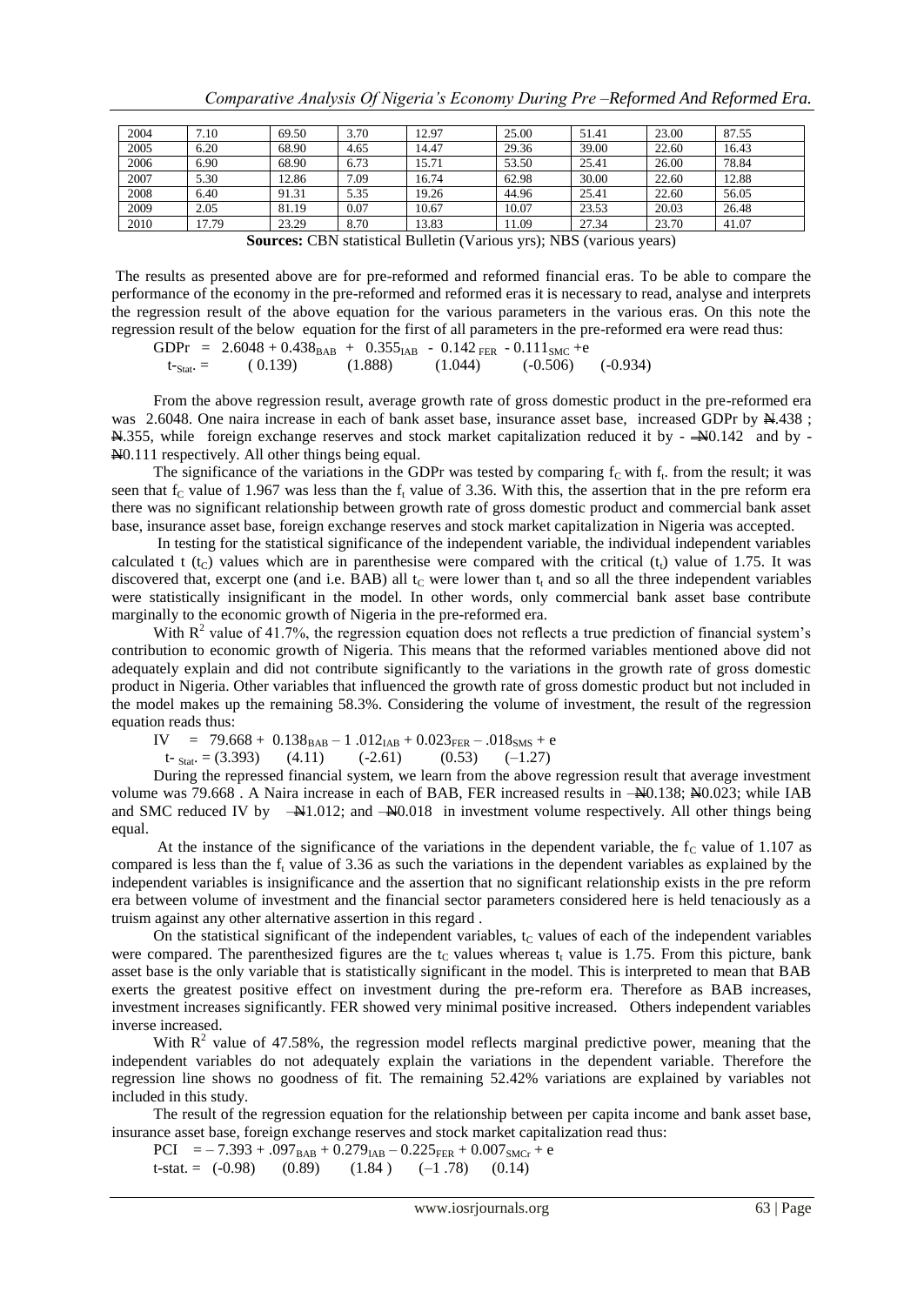| 2004 | 7.10 | 69.50 | 3.70 | 12.97 | 25.00 | 51.41 | 23.00 | 87.55 |
|---|---|---|---|---|---|---|---|---|
| 2005 | 6.20 | 68.90 | 4.65 | 14.47 | 29.36 | 39.00 | 22.60 | 16.43 |
| 2006 | 6.90 | 68.90 | 6.73 | 15.71 | 53.50 | 25.41 | 26.00 | 78.84 |
| 2007 | 5.30 | 12.86 | 7.09 | 16.74 | 62.98 | 30.00 | 22.60 | 12.88 |
| 2008 | 6.40 | 91.31 | 5.35 | 19.26 | 44.96 | 25.41 | 22.60 | 56.05 |
| 2009 | 2.05 | 81.19 | 0.07 | 10.67 | 10.07 | 23.53 | 20.03 | 26.48 |
| 2010 | 17.79 | 23.29 | 8.70 | 13.83 | 11.09 | 27.34 | 23.70 | 41.07 |

**Sources:** CBN statistical Bulletin (Various yrs); NBS (various years)

The results as presented above are for pre-reformed and reformed financial eras. To be able to compare the performance of the economy in the pre-reformed and reformed eras it is necessary to read, analyse and interprets the regression result of the above equation for the various parameters in the various eras. On this note the regression result of the below equation for the first of all parameters in the pre-reformed era were read thus:

$$GDPr = 2.6048 + 0.438_{BAB} + 0.355_{IAB} - 0.142_{FER} - 0.111_{SMC} + e$$

$$t_{Stat.} = \quad (0.139) \quad (1.888) \quad (1.044) \quad (-0.506) \quad (-0.934)$$

From the above regression result, average growth rate of gross domestic product in the pre-reformed era was 2.6048. One naira increase in each of bank asset base, insurance asset base, increased GDPr by ₦.438 ; ₦.355, while foreign exchange reserves and stock market capitalization reduced it by - ₦0.142 and by - ₦0.111 respectively. All other things being equal.

The significance of the variations in the GDPr was tested by comparing $f_C$ with $f_t$. from the result; it was seen that $f_C$ value of 1.967 was less than the $f_t$ value of 3.36. With this, the assertion that in the pre reform era there was no significant relationship between growth rate of gross domestic product and commercial bank asset base, insurance asset base, foreign exchange reserves and stock market capitalization in Nigeria was accepted.

In testing for the statistical significance of the independent variable, the individual independent variables calculated t ($t_C$) values which are in parenthesise were compared with the critical ($t_t$) value of 1.75. It was discovered that, excerpt one (and i.e. BAB) all $t_C$ were lower than $t_t$ and so all the three independent variables were statistically insignificant in the model. In other words, only commercial bank asset base contribute marginally to the economic growth of Nigeria in the pre-reformed era.

With $R^2$ value of 41.7%, the regression equation does not reflects a true prediction of financial system's contribution to economic growth of Nigeria. This means that the reformed variables mentioned above did not adequately explain and did not contribute significantly to the variations in the growth rate of gross domestic product in Nigeria. Other variables that influenced the growth rate of gross domestic product but not included in the model makes up the remaining 58.3%. Considering the volume of investment, the result of the regression equation reads thus:

$$IV = 79.668 + 0.138_{BAB} - 1.012_{IAB} + 0.023_{FER} - .018_{SMS} + e$$

$$t_{Stat.} = (3.393) \quad (4.11) \quad (-2.61) \quad (0.53) \quad (-1.27)$$

During the repressed financial system, we learn from the above regression result that average investment volume was 79.668 . A Naira increase in each of BAB, FER increased results in –₦0.138; ₦0.023; while IAB and SMC reduced IV by –₦1.012; and –₦0.018 in investment volume respectively. All other things being equal.

At the instance of the significance of the variations in the dependent variable, the $f_C$ value of 1.107 as compared is less than the $f_t$ value of 3.36 as such the variations in the dependent variables as explained by the independent variables is insignificance and the assertion that no significant relationship exists in the pre reform era between volume of investment and the financial sector parameters considered here is held tenaciously as a truism against any other alternative assertion in this regard .

On the statistical significant of the independent variables, $t_C$ values of each of the independent variables were compared. The parenthesized figures are the $t_C$ values whereas $t_t$ value is 1.75. From this picture, bank asset base is the only variable that is statistically significant in the model. This is interpreted to mean that BAB exerts the greatest positive effect on investment during the pre-reform era. Therefore as BAB increases, investment increases significantly. FER showed very minimal positive increased. Others independent variables inverse increased.

With $R^2$ value of 47.58%, the regression model reflects marginal predictive power, meaning that the independent variables do not adequately explain the variations in the dependent variable. Therefore the regression line shows no goodness of fit. The remaining 52.42% variations are explained by variables not included in this study.

The result of the regression equation for the relationship between per capita income and bank asset base, insurance asset base, foreign exchange reserves and stock market capitalization read thus:

$$PCI = -7.393 + .097_{BAB} + 0.279_{IAB} - 0.225_{FER} + 0.007_{SMCr} + e$$

$$t\text{-stat.} = (-0.98) \quad (0.89) \quad (1.84) \quad (-1.78) \quad (0.14)$$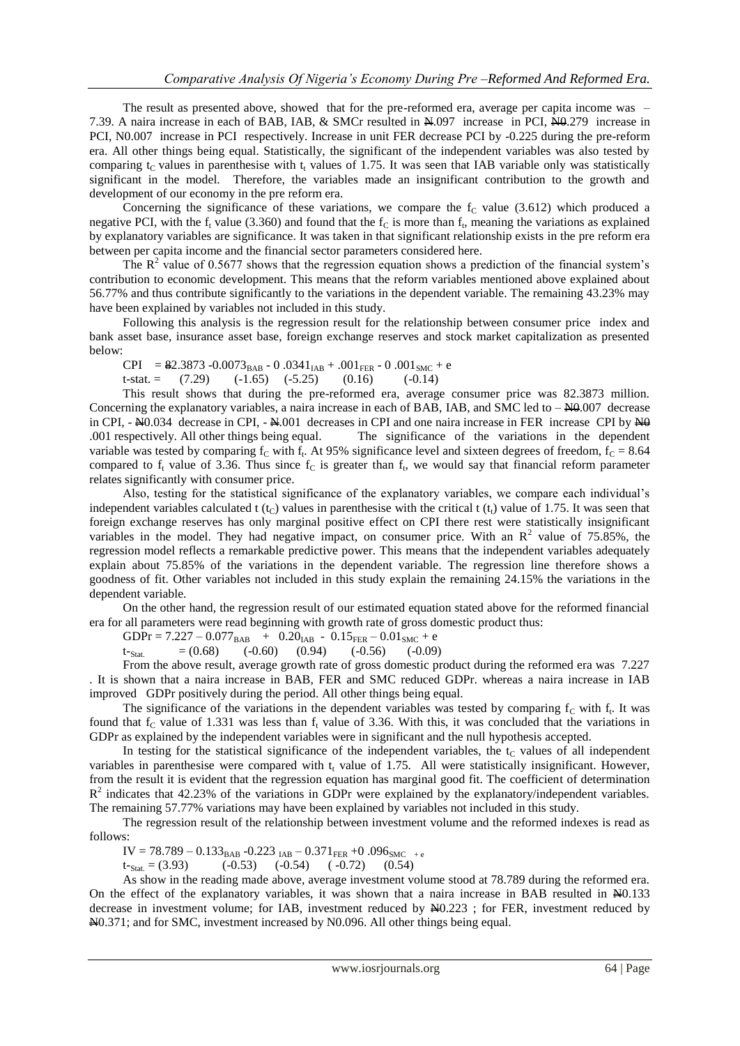The result as presented above, showed that for the pre-reformed era, average per capita income was – 7.39. A naira increase in each of BAB, IAB, & SMCr resulted in ₦.097 increase in PCI, ₦0.279 increase in PCI, N0.007 increase in PCI respectively. Increase in unit FER decrease PCI by -0.225 during the pre-reform era. All other things being equal. Statistically, the significant of the independent variables was also tested by comparing $t_C$ values in parenthesise with $t_t$ values of 1.75. It was seen that IAB variable only was statistically significant in the model. Therefore, the variables made an insignificant contribution to the growth and development of our economy in the pre reform era.

Concerning the significance of these variations, we compare the $f_C$ value (3.612) which produced a negative PCI, with the $f_t$ value (3.360) and found that the $f_C$ is more than $f_t$, meaning the variations as explained by explanatory variables are significance. It was taken in that significant relationship exists in the pre reform era between per capita income and the financial sector parameters considered here.

The $R^2$ value of 0.5677 shows that the regression equation shows a prediction of the financial system's contribution to economic development. This means that the reform variables mentioned above explained about 56.77% and thus contribute significantly to the variations in the dependent variable. The remaining 43.23% may have been explained by variables not included in this study.

Following this analysis is the regression result for the relationship between consumer price index and bank asset base, insurance asset base, foreign exchange reserves and stock market capitalization as presented below:

$$CPI = 82.3873 - 0.0073_{BAB} - 0.0341_{IAB} + .001_{FER} - 0.001_{SMC} + e$$

$$\text{t-stat.} = (7.29) \quad (-1.65) \quad (-5.25) \quad (0.16) \quad (-0.14)$$

This result shows that during the pre-reformed era, average consumer price was 82.3873 million. Concerning the explanatory variables, a naira increase in each of BAB, IAB, and SMC led to – ₦0.007 decrease in CPI, - ₦0.034 decrease in CPI, - ₦.001 decreases in CPI and one naira increase in FER increase CPI by ₦0 .001 respectively. All other things being equal. The significance of the variations in the dependent variable was tested by comparing $f_C$ with $f_t$. At 95% significance level and sixteen degrees of freedom, $f_C = 8.64$ compared to $f_t$ value of 3.36. Thus since $f_C$ is greater than $f_t$, we would say that financial reform parameter relates significantly with consumer price.

Also, testing for the statistical significance of the explanatory variables, we compare each individual's independent variables calculated t ($t_C$) values in parenthesise with the critical t ($t_t$) value of 1.75. It was seen that foreign exchange reserves has only marginal positive effect on CPI there rest were statistically insignificant variables in the model. They had negative impact, on consumer price. With an $R^2$ value of 75.85%, the regression model reflects a remarkable predictive power. This means that the independent variables adequately explain about 75.85% of the variations in the dependent variable. The regression line therefore shows a goodness of fit. Other variables not included in this study explain the remaining 24.15% the variations in the dependent variable.

On the other hand, the regression result of our estimated equation stated above for the reformed financial era for all parameters were read beginning with growth rate of gross domestic product thus:

$$GDPr = 7.227 - 0.077_{BAB} + 0.20_{IAB} - 0.15_{FER} - 0.01_{SMC} + e$$

$$t_{\text{-Stat.}} = (0.68) \quad (-0.60) \quad (0.94) \quad (-0.56) \quad (-0.09)$$

From the above result, average growth rate of gross domestic product during the reformed era was 7.227 . It is shown that a naira increase in BAB, FER and SMC reduced GDPr. whereas a naira increase in IAB improved GDPr positively during the period. All other things being equal.

The significance of the variations in the dependent variables was tested by comparing $f_C$ with $f_t$. It was found that $f_C$ value of 1.331 was less than $f_t$ value of 3.36. With this, it was concluded that the variations in GDPr as explained by the independent variables were in significant and the null hypothesis accepted.

In testing for the statistical significance of the independent variables, the $t_C$ values of all independent variables in parenthesise were compared with $t_t$ value of 1.75. All were statistically insignificant. However, from the result it is evident that the regression equation has marginal good fit. The coefficient of determination $R^2$ indicates that 42.23% of the variations in GDPr were explained by the explanatory/independent variables. The remaining 57.77% variations may have been explained by variables not included in this study.

The regression result of the relationship between investment volume and the reformed indexes is read as follows:

$$IV = 78.789 - 0.133_{BAB} - 0.223_{IAB} - 0.371_{FER} + 0.096_{SMC} + e$$

$$t_{\text{-Stat.}} = (3.93) \quad (-0.53) \quad (-0.54) \quad (-0.72) \quad (0.54)$$

As show in the reading made above, average investment volume stood at 78.789 during the reformed era. On the effect of the explanatory variables, it was shown that a naira increase in BAB resulted in ₦0.133 decrease in investment volume; for IAB, investment reduced by ₦0.223 ; for FER, investment reduced by ₦0.371; and for SMC, investment increased by N0.096. All other things being equal.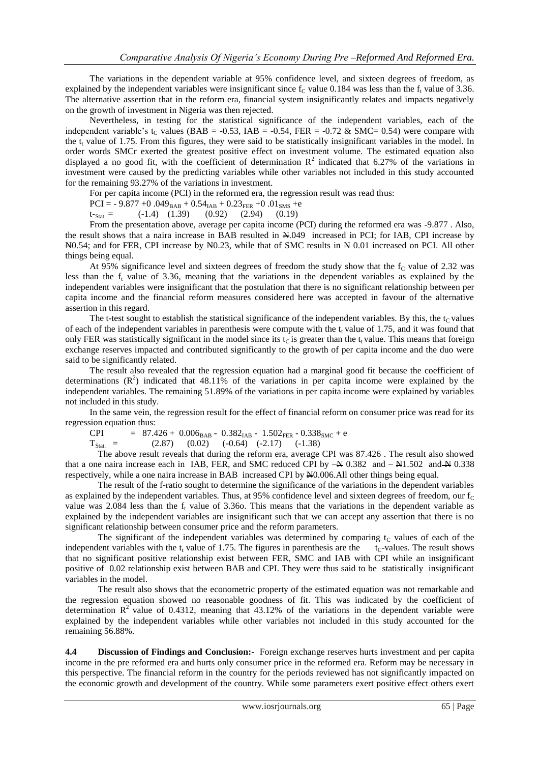The variations in the dependent variable at 95% confidence level, and sixteen degrees of freedom, as explained by the independent variables were insignificant since $f_C$ value 0.184 was less than the $f_t$ value of 3.36. The alternative assertion that in the reform era, financial system insignificantly relates and impacts negatively on the growth of investment in Nigeria was then rejected.

Nevertheless, in testing for the statistical significance of the independent variables, each of the independent variable's $t_C$ values (BAB = -0.53, IAB = -0.54, FER = -0.72 & SMC= 0.54) were compare with the $t_t$ value of 1.75. From this figures, they were said to be statistically insignificant variables in the model. In order words SMCr exerted the greatest positive effect on investment volume. The estimated equation also displayed a no good fit, with the coefficient of determination $R^2$ indicated that 6.27% of the variations in investment were caused by the predicting variables while other variables not included in this study accounted for the remaining 93.27% of the variations in investment.

For per capita income (PCI) in the reformed era, the regression result was read thus:

$$PCI = -9.877 + 0.049_{BAB} + 0.54_{IAB} + 0.23_{FER} + 0.01_{SMS} + e$$

$$t_{Stat.} = \quad (-1.4) \quad (1.39) \quad (0.92) \quad (2.94) \quad (0.19)$$

From the presentation above, average per capita income (PCI) during the reformed era was -9.877 . Also, the result shows that a naira increase in BAB resulted in ₦.049 increased in PCI; for IAB, CPI increase by ₦0.54; and for FER, CPI increase by ₦0.23, while that of SMC results in ₦ 0.01 increased on PCI. All other things being equal.

At 95% significance level and sixteen degrees of freedom the study show that the $f_C$ value of 2.32 was less than the $f_t$ value of 3.36, meaning that the variations in the dependent variables as explained by the independent variables were insignificant that the postulation that there is no significant relationship between per capita income and the financial reform measures considered here was accepted in favour of the alternative assertion in this regard.

The t-test sought to establish the statistical significance of the independent variables. By this, the $t_C$ values of each of the independent variables in parenthesis were compute with the $t_t$ value of 1.75, and it was found that only FER was statistically significant in the model since its $t_C$ is greater than the $t_t$ value. This means that foreign exchange reserves impacted and contributed significantly to the growth of per capita income and the duo were said to be significantly related.

The result also revealed that the regression equation had a marginal good fit because the coefficient of determinations ($R^2$) indicated that 48.11% of the variations in per capita income were explained by the independent variables. The remaining 51.89% of the variations in per capita income were explained by variables not included in this study.

In the same vein, the regression result for the effect of financial reform on consumer price was read for its regression equation thus:

$$CPI = 87.426 + 0.006_{BAB} - 0.382_{IAB} - 1.502_{FER} - 0.338_{SMC} + e$$

$$T_{Stat.} = \quad (2.87) \quad (0.02) \quad (-0.64) \quad (-2.17) \quad (-1.38)$$

The above result reveals that during the reform era, average CPI was 87.426 . The result also showed that a one naira increase each in IAB, FER, and SMC reduced CPI by –₦ 0.382 and – ₦1.502 and ₦ 0.338 respectively, while a one naira increase in BAB increased CPI by ₦0.006.All other things being equal.

The result of the f-ratio sought to determine the significance of the variations in the dependent variables as explained by the independent variables. Thus, at 95% confidence level and sixteen degrees of freedom, our $f_C$ value was 2.084 less than the $f_t$ value of 3.36o. This means that the variations in the dependent variable as explained by the independent variables are insignificant such that we can accept any assertion that there is no significant relationship between consumer price and the reform parameters.

The significant of the independent variables was determined by comparing $t_C$ values of each of the independent variables with the $t_t$ value of 1.75. The figures in parenthesis are the $t_C$-values. The result shows that no significant positive relationship exist between FER, SMC and IAB with CPI while an insignificant positive of 0.02 relationship exist between BAB and CPI. They were thus said to be statistically insignificant variables in the model.

The result also shows that the econometric property of the estimated equation was not remarkable and the regression equation showed no reasonable goodness of fit. This was indicated by the coefficient of determination $R^2$ value of 0.4312, meaning that 43.12% of the variations in the dependent variable were explained by the independent variables while other variables not included in this study accounted for the remaining 56.88%.

**4.4 Discussion of Findings and Conclusion:-** Foreign exchange reserves hurts investment and per capita income in the pre reformed era and hurts only consumer price in the reformed era. Reform may be necessary in this perspective. The financial reform in the country for the periods reviewed has not significantly impacted on the economic growth and development of the country. While some parameters exert positive effect others exert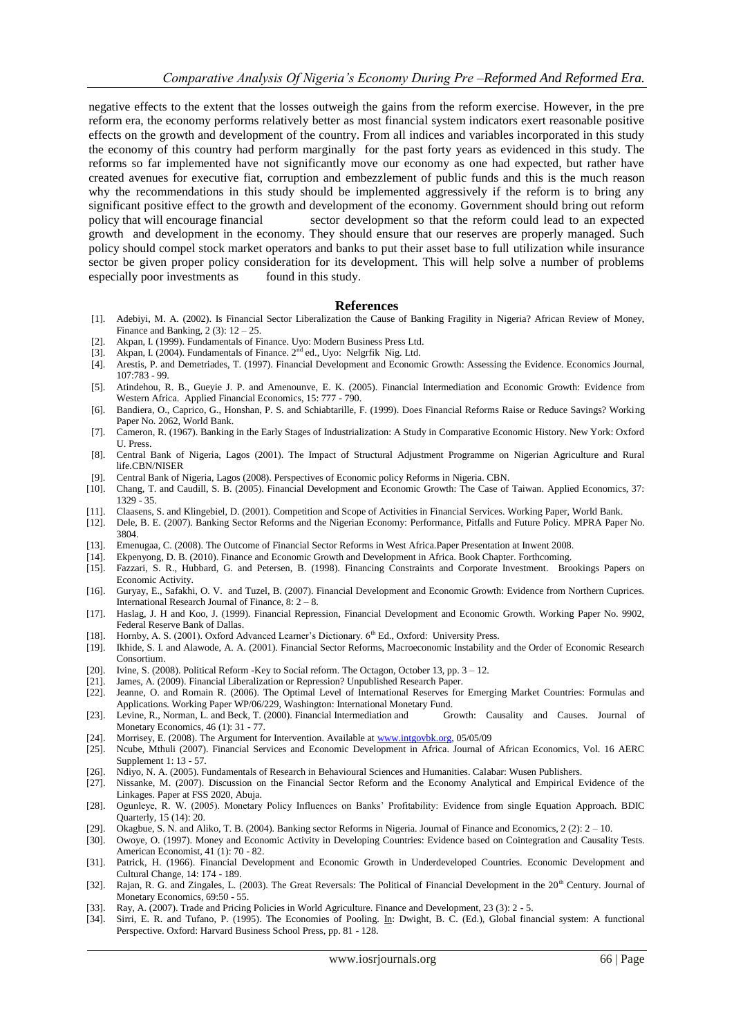negative effects to the extent that the losses outweigh the gains from the reform exercise. However, in the pre reform era, the economy performs relatively better as most financial system indicators exert reasonable positive effects on the growth and development of the country. From all indices and variables incorporated in this study the economy of this country had perform marginally for the past forty years as evidenced in this study. The reforms so far implemented have not significantly move our economy as one had expected, but rather have created avenues for executive fiat, corruption and embezzlement of public funds and this is the much reason why the recommendations in this study should be implemented aggressively if the reform is to bring any significant positive effect to the growth and development of the economy. Government should bring out reform policy that will encourage financial sector development so that the reform could lead to an expected growth and development in the economy. They should ensure that our reserves are properly managed. Such policy should compel stock market operators and banks to put their asset base to full utilization while insurance sector be given proper policy consideration for its development. This will help solve a number of problems especially poor investments as found in this study.

## References

[1]. Adebiyi, M. A. (2002). Is Financial Sector Liberalization the Cause of Banking Fragility in Nigeria? African Review of Money, Finance and Banking, 2 (3): 12 – 25.

[2]. Akpan, I. (1999). Fundamentals of Finance. Uyo: Modern Business Press Ltd.

[3]. Akpan, I. (2004). Fundamentals of Finance. 2nd ed., Uyo: Nelgrfik Nig. Ltd.

[4]. Arestis, P. and Demetriades, T. (1997). Financial Development and Economic Growth: Assessing the Evidence. Economics Journal, 107:783 - 99.

[5]. Atindehou, R. B., Gueyie J. P. and Amenounve, E. K. (2005). Financial Intermediation and Economic Growth: Evidence from Western Africa. Applied Financial Economics, 15: 777 - 790.

[6]. Bandiera, O., Caprico, G., Honshan, P. S. and Schiabtarille, F. (1999). Does Financial Reforms Raise or Reduce Savings? Working Paper No. 2062, World Bank.

[7]. Cameron, R. (1967). Banking in the Early Stages of Industrialization: A Study in Comparative Economic History. New York: Oxford U. Press.

[8]. Central Bank of Nigeria, Lagos (2001). The Impact of Structural Adjustment Programme on Nigerian Agriculture and Rural life.CBN/NISER

[9]. Central Bank of Nigeria, Lagos (2008). Perspectives of Economic policy Reforms in Nigeria. CBN.

[10]. Chang, T. and Caudill, S. B. (2005). Financial Development and Economic Growth: The Case of Taiwan. Applied Economics, 37: 1329 - 35.

[11]. Claasens, S. and Klingebiel, D. (2001). Competition and Scope of Activities in Financial Services. Working Paper, World Bank.

[12]. Dele, B. E. (2007). Banking Sector Reforms and the Nigerian Economy: Performance, Pitfalls and Future Policy. MPRA Paper No. 3804.

[13]. Emenugaa, C. (2008). The Outcome of Financial Sector Reforms in West Africa.Paper Presentation at Inwent 2008.

[14]. Ekpenyong, D. B. (2010). Finance and Economic Growth and Development in Africa. Book Chapter. Forthcoming.

[15]. Fazzari, S. R., Hubbard, G. and Petersen, B. (1998). Financing Constraints and Corporate Investment. Brookings Papers on Economic Activity.

[16]. Guryay, E., Safakhi, O. V. and Tuzel, B. (2007). Financial Development and Economic Growth: Evidence from Northern Cuprices. International Research Journal of Finance, 8: 2 – 8.

[17]. Haslag, J. H and Koo, J. (1999). Financial Repression, Financial Development and Economic Growth. Working Paper No. 9902, Federal Reserve Bank of Dallas.

[18]. Hornby, A. S. (2001). Oxford Advanced Learner's Dictionary. 6th Ed., Oxford: University Press.

[19]. Ikhide, S. I. and Alawode, A. A. (2001). Financial Sector Reforms, Macroeconomic Instability and the Order of Economic Research Consortium.

[20]. Ivine, S. (2008). Political Reform -Key to Social reform. The Octagon, October 13, pp. 3 – 12.

[21]. James, A. (2009). Financial Liberalization or Repression? Unpublished Research Paper.

[22]. Jeanne, O. and Romain R. (2006). The Optimal Level of International Reserves for Emerging Market Countries: Formulas and Applications. Working Paper WP/06/229, Washington: International Monetary Fund.

[23]. Levine, R., Norman, L. and Beck, T. (2000). Financial Intermediation and Growth: Causality and Causes. Journal of Monetary Economics, 46 (1): 31 - 77.

[24]. Morrisey, E. (2008). The Argument for Intervention. Available at www.intgovbk.org, 05/05/09

[25]. Ncube, Mthuli (2007). Financial Services and Economic Development in Africa. Journal of African Economics, Vol. 16 AERC Supplement 1: 13 - 57.

[26]. Ndiyo, N. A. (2005). Fundamentals of Research in Behavioural Sciences and Humanities. Calabar: Wusen Publishers.

[27]. Nissanke, M. (2007). Discussion on the Financial Sector Reform and the Economy Analytical and Empirical Evidence of the Linkages. Paper at FSS 2020, Abuja.

[28]. Ogunleye, R. W. (2005). Monetary Policy Influences on Banks' Profitability: Evidence from single Equation Approach. BDIC Quarterly, 15 (14): 20.

[29]. Okagbue, S. N. and Aliko, T. B. (2004). Banking sector Reforms in Nigeria. Journal of Finance and Economics, 2 (2): 2 – 10.

[30]. Owoye, O. (1997). Money and Economic Activity in Developing Countries: Evidence based on Cointegration and Causality Tests. American Economist, 41 (1): 70 - 82.

[31]. Patrick, H. (1966). Financial Development and Economic Growth in Underdeveloped Countries. Economic Development and Cultural Change, 14: 174 - 189.

[32]. Rajan, R. G. and Zingales, L. (2003). The Great Reversals: The Political of Financial Development in the 20th Century. Journal of Monetary Economics, 69:50 - 55.

[33]. Ray, A. (2007). Trade and Pricing Policies in World Agriculture. Finance and Development, 23 (3): 2 - 5.

[34]. Sirri, E. R. and Tufano, P. (1995). The Economies of Pooling. In: Dwight, B. C. (Ed.), Global financial system: A functional Perspective. Oxford: Harvard Business School Press, pp. 81 - 128.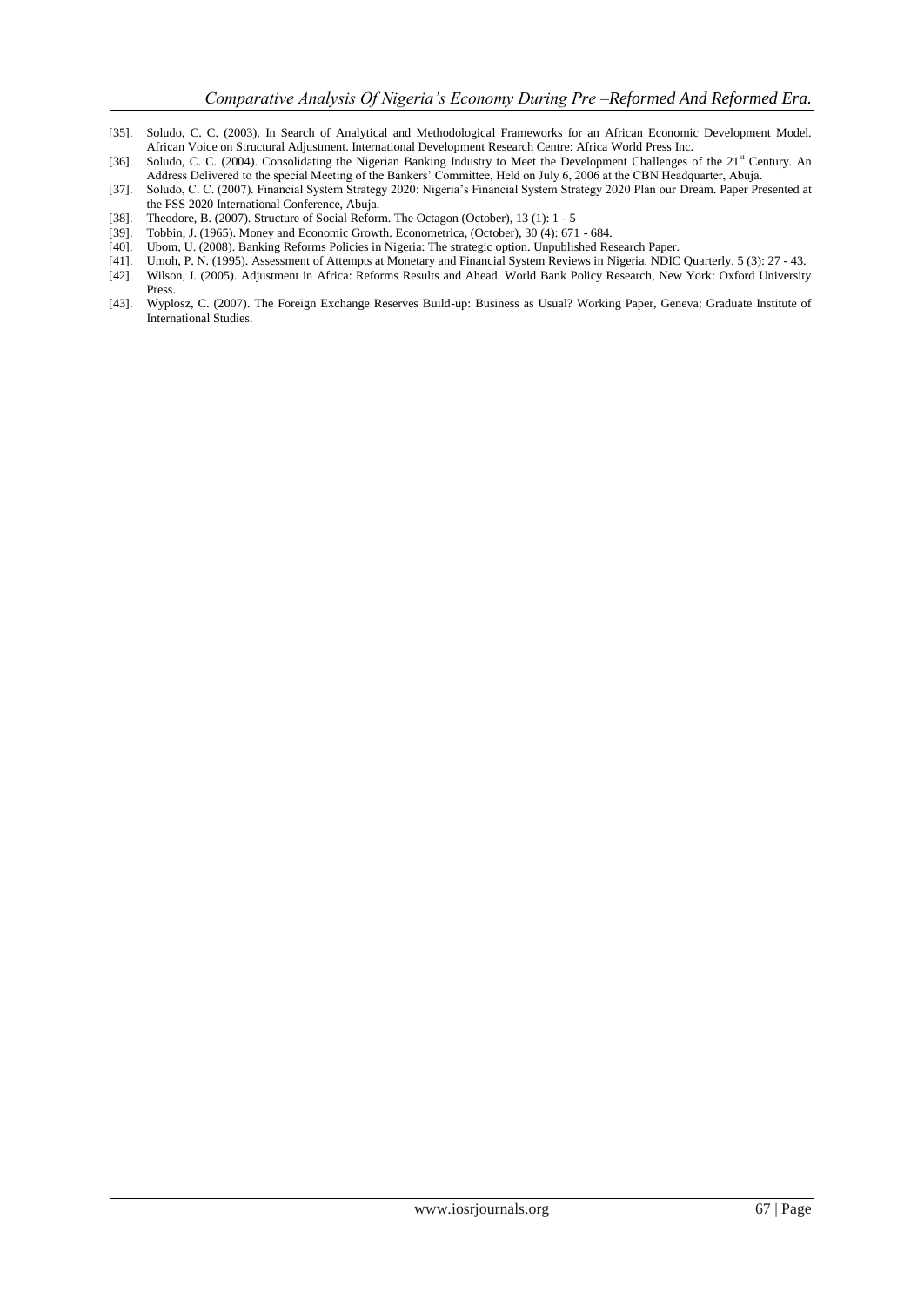[35]. Soludo, C. C. (2003). In Search of Analytical and Methodological Frameworks for an African Economic Development Model. African Voice on Structural Adjustment. International Development Research Centre: Africa World Press Inc.

[36]. Soludo, C. C. (2004). Consolidating the Nigerian Banking Industry to Meet the Development Challenges of the 21st Century. An Address Delivered to the special Meeting of the Bankers' Committee, Held on July 6, 2006 at the CBN Headquarter, Abuja.

[37]. Soludo, C. C. (2007). Financial System Strategy 2020: Nigeria's Financial System Strategy 2020 Plan our Dream. Paper Presented at the FSS 2020 International Conference, Abuja.

[38]. Theodore, B. (2007). Structure of Social Reform. The Octagon (October), 13 (1): 1 - 5

[39]. Tobbin, J. (1965). Money and Economic Growth. Econometrica, (October), 30 (4): 671 - 684.

[40]. Ubom, U. (2008). Banking Reforms Policies in Nigeria: The strategic option. Unpublished Research Paper.

[41]. Umoh, P. N. (1995). Assessment of Attempts at Monetary and Financial System Reviews in Nigeria. NDIC Quarterly, 5 (3): 27 - 43.

[42]. Wilson, I. (2005). Adjustment in Africa: Reforms Results and Ahead. World Bank Policy Research, New York: Oxford University Press.

[43]. Wyplosz, C. (2007). The Foreign Exchange Reserves Build-up: Business as Usual? Working Paper, Geneva: Graduate Institute of International Studies.